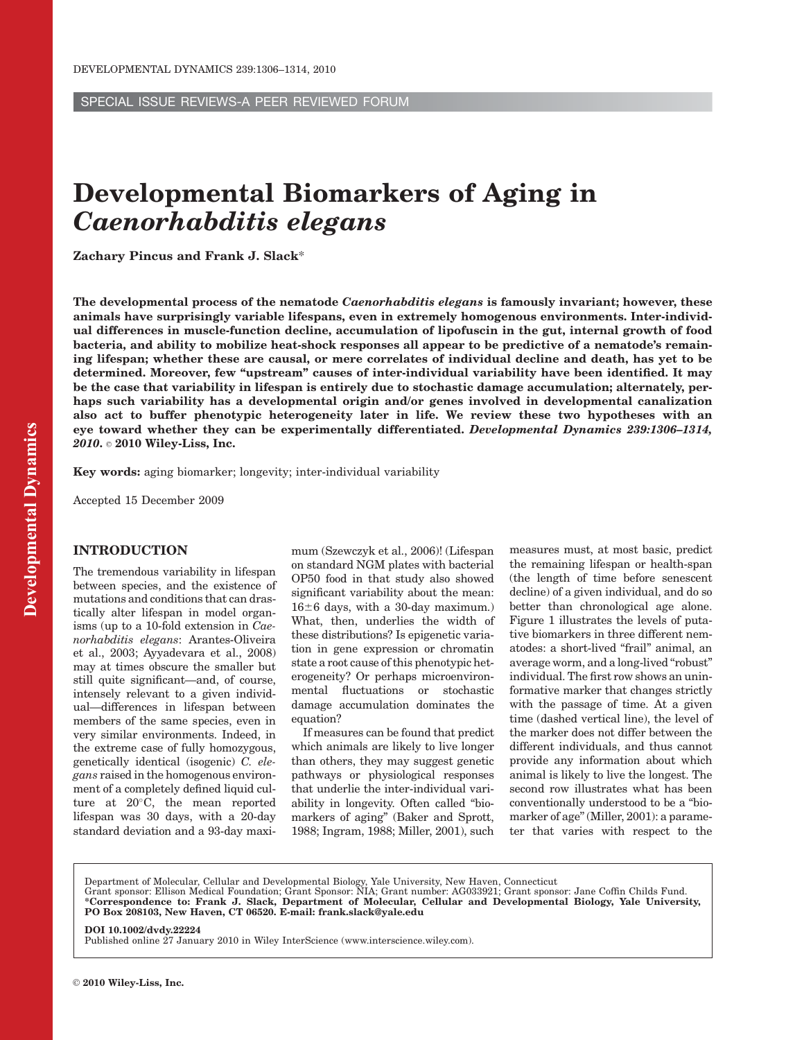SPECIAL ISSUE REVIEWS-A PEER REVIEWED FORUM

# Developmental Biomarkers of Aging in *Caenorhabditis elegans*

**Zachary Pincus and Frank J. Slack***

**The developmental process of the nematode *Caenorhabditis elegans* is famously invariant; however, these animals have surprisingly variable lifespans, even in extremely homogenous environments. Inter-individual differences in muscle-function decline, accumulation of lipofuscin in the gut, internal growth of food bacteria, and ability to mobilize heat-shock responses all appear to be predictive of a nematode's remaining lifespan; whether these are causal, or mere correlates of individual decline and death, has yet to be determined. Moreover, few "upstream" causes of inter-individual variability have been identified. It may be the case that variability in lifespan is entirely due to stochastic damage accumulation; alternately, perhaps such variability has a developmental origin and/or genes involved in developmental canalization also act to buffer phenotypic heterogeneity later in life. We review these two hypotheses with an eye toward whether they can be experimentally differentiated. *Developmental Dynamics 239:1306–1314, 2010.* © 2010 Wiley-Liss, Inc.**

**Key words:** aging biomarker; longevity; inter-individual variability

Accepted 15 December 2009

## INTRODUCTION

The tremendous variability in lifespan between species, and the existence of mutations and conditions that can drastically alter lifespan in model organisms (up to a 10-fold extension in *Caenorhabditis elegans*: Arantes-Oliveira et al., 2003; Ayyadevara et al., 2008) may at times obscure the smaller but still quite significant—and, of course, intensely relevant to a given individual—differences in lifespan between members of the same species, even in very similar environments. Indeed, in the extreme case of fully homozygous, genetically identical (isogenic) *C. elegans* raised in the homogenous environment of a completely defined liquid culture at 20°C, the mean reported lifespan was 30 days, with a 20-day standard deviation and a 93-day maximum (Szewczyk et al., 2006)! (Lifespan on standard NGM plates with bacterial OP50 food in that study also showed significant variability about the mean: 16±6 days, with a 30-day maximum.) What, then, underlies the width of these distributions? Is epigenetic variation in gene expression or chromatin state a root cause of this phenotypic heterogeneity? Or perhaps microenvironmental fluctuations or stochastic damage accumulation dominates the equation?

If measures can be found that predict which animals are likely to live longer than others, they may suggest genetic pathways or physiological responses that underlie the inter-individual variability in longevity. Often called "biomarkers of aging" (Baker and Sprott, 1988; Ingram, 1988; Miller, 2001), such measures must, at most basic, predict the remaining lifespan or health-span (the length of time before senescent decline) of a given individual, and do so better than chronological age alone. Figure 1 illustrates the levels of putative biomarkers in three different nematodes: a short-lived "frail" animal, an average worm, and a long-lived "robust" individual. The first row shows an uninformative marker that changes strictly with the passage of time. At a given time (dashed vertical line), the level of the marker does not differ between the different individuals, and thus cannot provide any information about which animal is likely to live the longest. The second row illustrates what has been conventionally understood to be a "biomarker of age" (Miller, 2001): a parameter that varies with respect to the

Department of Molecular, Cellular and Developmental Biology, Yale University, New Haven, Connecticut
Grant sponsor: Ellison Medical Foundation; Grant Sponsor: NIA; Grant number: AG033921; Grant sponsor: Jane Coffin Childs Fund.
***Correspondence to: Frank J. Slack, Department of Molecular, Cellular and Developmental Biology, Yale University, PO Box 208103, New Haven, CT 06520. E-mail: frank.slack@yale.edu**

**DOI 10.1002/dvdy.22224**
Published online 27 January 2010 in Wiley InterScience (www.interscience.wiley.com).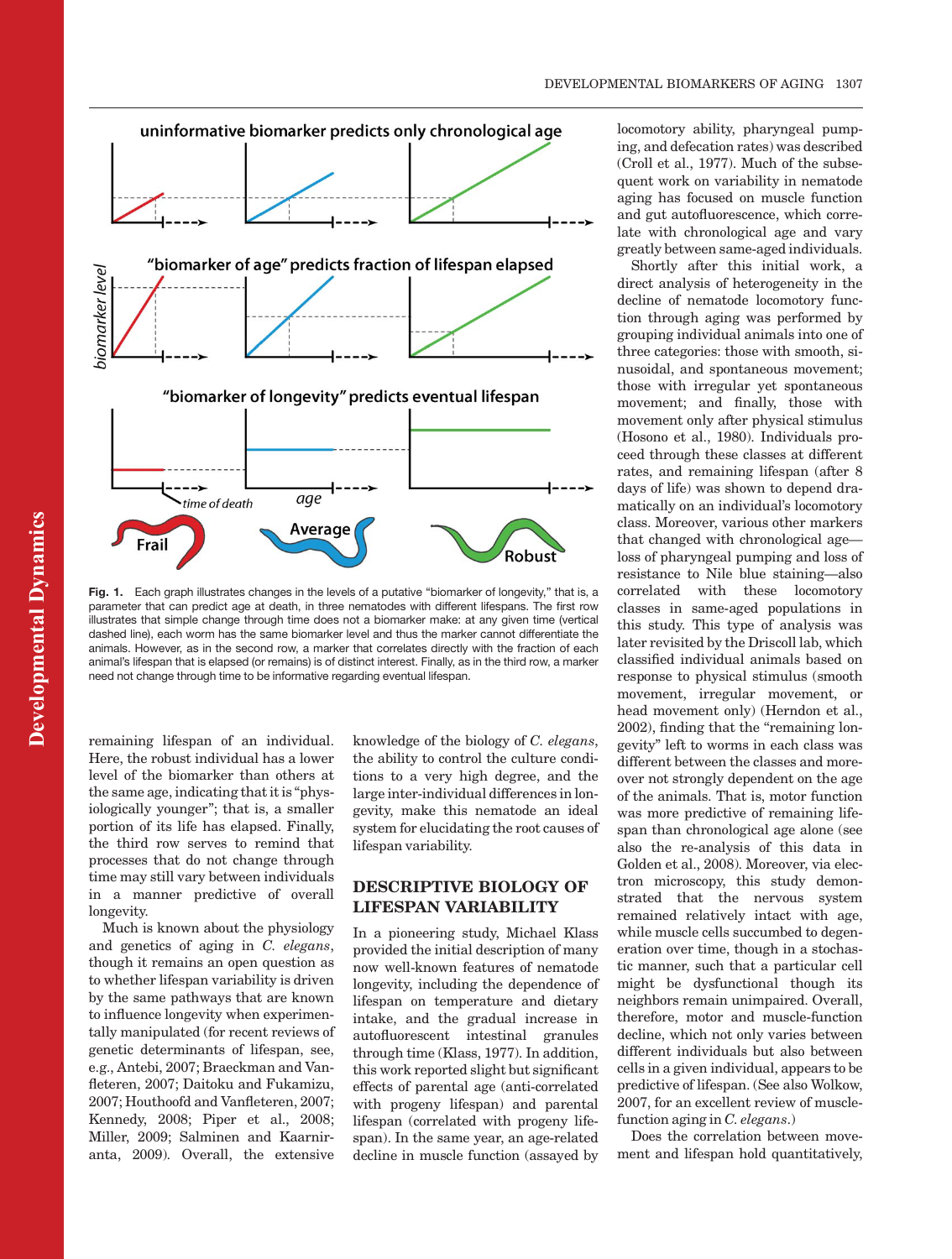uninformative biomarker predicts only chronological age

"biomarker of age" predicts fraction of lifespan elapsed

biomarker level

"biomarker of longevity" predicts eventual lifespan

time of death

age

Frail

Average

Robust

**Fig. 1.** Each graph illustrates changes in the levels of a putative "biomarker of longevity," that is, a parameter that can predict age at death, in three nematodes with different lifespans. The first row illustrates that simple change through time does not a biomarker make: at any given time (vertical dashed line), each worm has the same biomarker level and thus the marker cannot differentiate the animals. However, as in the second row, a marker that correlates directly with the fraction of each animal's lifespan that is elapsed (or remains) is of distinct interest. Finally, as in the third row, a marker need not change through time to be informative regarding eventual lifespan.

remaining lifespan of an individual. Here, the robust individual has a lower level of the biomarker than others at the same age, indicating that it is "physiologically younger"; that is, a smaller portion of its life has elapsed. Finally, the third row serves to remind that processes that do not change through time may still vary between individuals in a manner predictive of overall longevity.

Much is known about the physiology and genetics of aging in *C. elegans*, though it remains an open question as to whether lifespan variability is driven by the same pathways that are known to influence longevity when experimentally manipulated (for recent reviews of genetic determinants of lifespan, see, e.g., Antebi, 2007; Braeckman and Vanfleteren, 2007; Daitoku and Fukamizu, 2007; Houthoofd and Vanfleteren, 2007; Kennedy, 2008; Piper et al., 2008; Miller, 2009; Salminen and Kaarniranta, 2009). Overall, the extensive knowledge of the biology of *C. elegans*, the ability to control the culture conditions to a very high degree, and the large inter-individual differences in longevity, make this nematode an ideal system for elucidating the root causes of lifespan variability.

## DESCRIPTIVE BIOLOGY OF LIFESPAN VARIABILITY

In a pioneering study, Michael Klass provided the initial description of many now well-known features of nematode longevity, including the dependence of lifespan on temperature and dietary intake, and the gradual increase in autofluorescent intestinal granules through time (Klass, 1977). In addition, this work reported slight but significant effects of parental age (anti-correlated with progeny lifespan) and parental lifespan (correlated with progeny lifespan). In the same year, an age-related decline in muscle function (assayed by locomotory ability, pharyngeal pumping, and defecation rates) was described (Croll et al., 1977). Much of the subsequent work on variability in nematode aging has focused on muscle function and gut autofluorescence, which correlate with chronological age and vary greatly between same-aged individuals.

Shortly after this initial work, a direct analysis of heterogeneity in the decline of nematode locomotory function through aging was performed by grouping individual animals into one of three categories: those with smooth, sinusoidal, and spontaneous movement; those with irregular yet spontaneous movement; and finally, those with movement only after physical stimulus (Hosono et al., 1980). Individuals proceed through these classes at different rates, and remaining lifespan (after 8 days of life) was shown to depend dramatically on an individual's locomotory class. Moreover, various other markers that changed with chronological age—loss of pharyngeal pumping and loss of resistance to Nile blue staining—also correlated with these locomotory classes in same-aged populations in this study. This type of analysis was later revisited by the Driscoll lab, which classified individual animals based on response to physical stimulus (smooth movement, irregular movement, or head movement only) (Herndon et al., 2002), finding that the "remaining longevity" left to worms in each class was different between the classes and moreover not strongly dependent on the age of the animals. That is, motor function was more predictive of remaining lifespan than chronological age alone (see also the re-analysis of this data in Golden et al., 2008). Moreover, via electron microscopy, this study demonstrated that the nervous system remained relatively intact with age, while muscle cells succumbed to degeneration over time, though in a stochastic manner, such that a particular cell might be dysfunctional though its neighbors remain unimpaired. Overall, therefore, motor and muscle-function decline, which not only varies between different individuals but also between cells in a given individual, appears to be predictive of lifespan. (See also Wolkow, 2007, for an excellent review of muscle-function aging in *C. elegans*.)

Does the correlation between movement and lifespan hold quantitatively,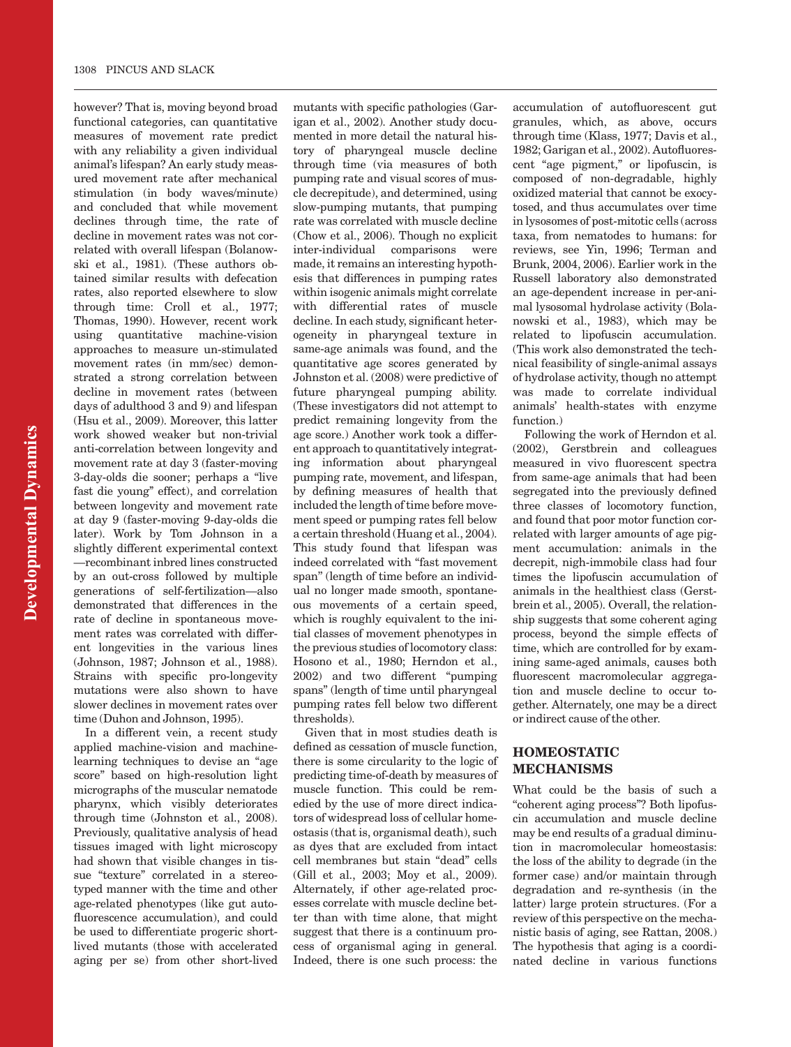however? That is, moving beyond broad functional categories, can quantitative measures of movement rate predict with any reliability a given individual animal's lifespan? An early study measured movement rate after mechanical stimulation (in body waves/minute) and concluded that while movement declines through time, the rate of decline in movement rates was not correlated with overall lifespan (Bolanowski et al., 1981). (These authors obtained similar results with defecation rates, also reported elsewhere to slow through time: Croll et al., 1977; Thomas, 1990). However, recent work using quantitative machine-vision approaches to measure un-stimulated movement rates (in mm/sec) demonstrated a strong correlation between decline in movement rates (between days of adulthood 3 and 9) and lifespan (Hsu et al., 2009). Moreover, this latter work showed weaker but non-trivial anti-correlation between longevity and movement rate at day 3 (faster-moving 3-day-olds die sooner; perhaps a "live fast die young" effect), and correlation between longevity and movement rate at day 9 (faster-moving 9-day-olds die later). Work by Tom Johnson in a slightly different experimental context—recombinant inbred lines constructed by an out-cross followed by multiple generations of self-fertilization—also demonstrated that differences in the rate of decline in spontaneous movement rates was correlated with different longevities in the various lines (Johnson, 1987; Johnson et al., 1988). Strains with specific pro-longevity mutations were also shown to have slower declines in movement rates over time (Duhon and Johnson, 1995).

In a different vein, a recent study applied machine-vision and machine-learning techniques to devise an "age score" based on high-resolution light micrographs of the muscular nematode pharynx, which visibly deteriorates through time (Johnston et al., 2008). Previously, qualitative analysis of head tissues imaged with light microscopy had shown that visible changes in tissue "texture" correlated in a stereotyped manner with the time and other age-related phenotypes (like gut autofluorescence accumulation), and could be used to differentiate progeric short-lived mutants (those with accelerated aging per se) from other short-lived mutants with specific pathologies (Garigan et al., 2002). Another study documented in more detail the natural history of pharyngeal muscle decline through time (via measures of both pumping rate and visual scores of muscle decrepitude), and determined, using slow-pumping mutants, that pumping rate was correlated with muscle decline (Chow et al., 2006). Though no explicit inter-individual comparisons were made, it remains an interesting hypothesis that differences in pumping rates within isogenic animals might correlate with differential rates of muscle decline. In each study, significant heterogeneity in pharyngeal texture in same-age animals was found, and the quantitative age scores generated by Johnston et al. (2008) were predictive of future pharyngeal pumping ability. (These investigators did not attempt to predict remaining longevity from the age score.) Another work took a different approach to quantitatively integrating information about pharyngeal pumping rate, movement, and lifespan, by defining measures of health that included the length of time before movement speed or pumping rates fell below a certain threshold (Huang et al., 2004). This study found that lifespan was indeed correlated with "fast movement span" (length of time before an individual no longer made smooth, spontaneous movements of a certain speed, which is roughly equivalent to the initial classes of movement phenotypes in the previous studies of locomotory class: Hosono et al., 1980; Herndon et al., 2002) and two different "pumping spans" (length of time until pharyngeal pumping rates fell below two different thresholds).

Given that in most studies death is defined as cessation of muscle function, there is some circularity to the logic of predicting time-of-death by measures of muscle function. This could be remedied by the use of more direct indicators of widespread loss of cellular homeostasis (that is, organismal death), such as dyes that are excluded from intact cell membranes but stain "dead" cells (Gill et al., 2003; Moy et al., 2009). Alternately, if other age-related processes correlate with muscle decline better than with time alone, that might suggest that there is a continuum process of organismal aging in general. Indeed, there is one such process: the accumulation of autofluorescent gut granules, which, as above, occurs through time (Klass, 1977; Davis et al., 1982; Garigan et al., 2002). Autofluorescent "age pigment," or lipofuscin, is composed of non-degradable, highly oxidized material that cannot be exocytosed, and thus accumulates over time in lysosomes of post-mitotic cells (across taxa, from nematodes to humans: for reviews, see Yin, 1996; Terman and Brunk, 2004, 2006). Earlier work in the Russell laboratory also demonstrated an age-dependent increase in per-animal lysosomal hydrolase activity (Bolanowski et al., 1983), which may be related to lipofuscin accumulation. (This work also demonstrated the technical feasibility of single-animal assays of hydrolase activity, though no attempt was made to correlate individual animals' health-states with enzyme function.)

Following the work of Herndon et al. (2002), Gerstbrein and colleagues measured in vivo fluorescent spectra from same-age animals that had been segregated into the previously defined three classes of locomotory function, and found that poor motor function correlated with larger amounts of age pigment accumulation: animals in the decrepit, nigh-immobile class had four times the lipofuscin accumulation of animals in the healthiest class (Gerstbrein et al., 2005). Overall, the relationship suggests that some coherent aging process, beyond the simple effects of time, which are controlled for by examining same-aged animals, causes both fluorescent macromolecular aggregation and muscle decline to occur together. Alternately, one may be a direct or indirect cause of the other.

## HOMEOSTATIC MECHANISMS

What could be the basis of such a "coherent aging process"? Both lipofuscin accumulation and muscle decline may be end results of a gradual diminution in macromolecular homeostasis: the loss of the ability to degrade (in the former case) and/or maintain through degradation and re-synthesis (in the latter) large protein structures. (For a review of this perspective on the mechanistic basis of aging, see Rattan, 2008.) The hypothesis that aging is a coordinated decline in various functions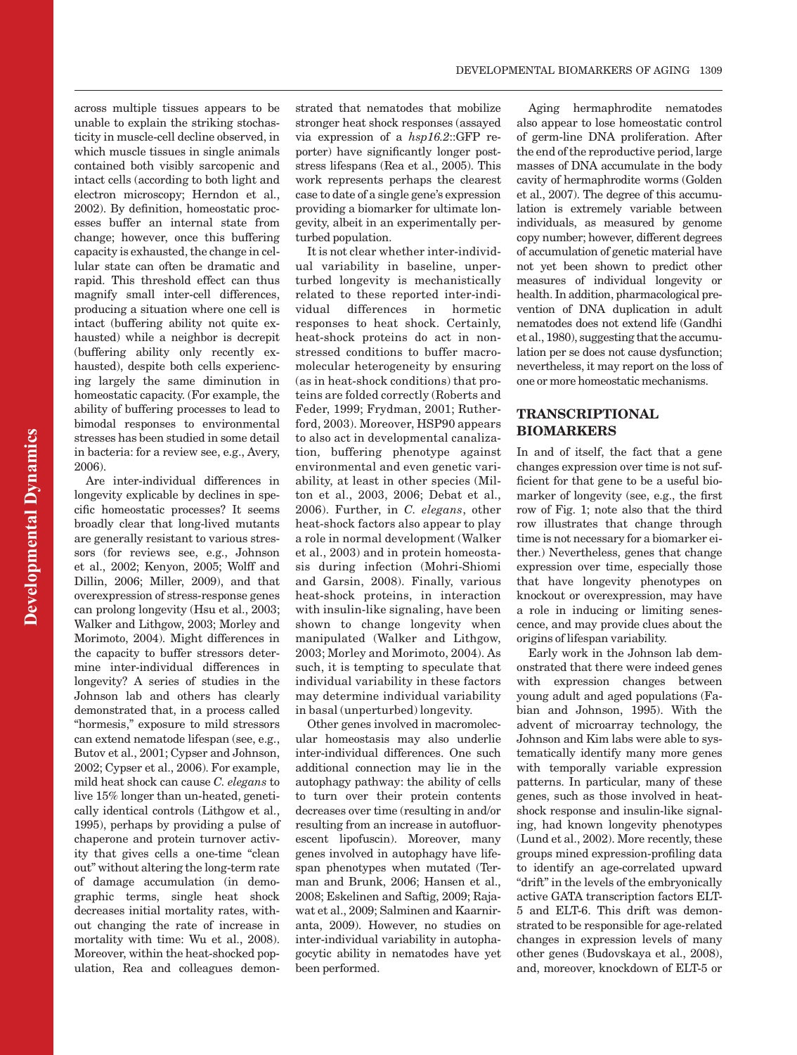across multiple tissues appears to be unable to explain the striking stochasticity in muscle-cell decline observed, in which muscle tissues in single animals contained both visibly sarcopenic and intact cells (according to both light and electron microscopy; Herndon et al., 2002). By definition, homeostatic processes buffer an internal state from change; however, once this buffering capacity is exhausted, the change in cellular state can often be dramatic and rapid. This threshold effect can thus magnify small inter-cell differences, producing a situation where one cell is intact (buffering ability not quite exhausted) while a neighbor is decrepit (buffering ability only recently exhausted), despite both cells experiencing largely the same diminution in homeostatic capacity. (For example, the ability of buffering processes to lead to bimodal responses to environmental stresses has been studied in some detail in bacteria: for a review see, e.g., Avery, 2006).

Are inter-individual differences in longevity explicable by declines in specific homeostatic processes? It seems broadly clear that long-lived mutants are generally resistant to various stressors (for reviews see, e.g., Johnson et al., 2002; Kenyon, 2005; Wolff and Dillin, 2006; Miller, 2009), and that overexpression of stress-response genes can prolong longevity (Hsu et al., 2003; Walker and Lithgow, 2003; Morley and Morimoto, 2004). Might differences in the capacity to buffer stressors determine inter-individual differences in longevity? A series of studies in the Johnson lab and others has clearly demonstrated that, in a process called "hormesis," exposure to mild stressors can extend nematode lifespan (see, e.g., Butov et al., 2001; Cypser and Johnson, 2002; Cypser et al., 2006). For example, mild heat shock can cause *C. elegans* to live 15% longer than un-heated, genetically identical controls (Lithgow et al., 1995), perhaps by providing a pulse of chaperone and protein turnover activity that gives cells a one-time "clean out" without altering the long-term rate of damage accumulation (in demographic terms, single heat shock decreases initial mortality rates, without changing the rate of increase in mortality with time: Wu et al., 2008). Moreover, within the heat-shocked population, Rea and colleagues demonstrated that nematodes that mobilize stronger heat shock responses (assayed via expression of a *hsp16.2*::GFP reporter) have significantly longer post-stress lifespans (Rea et al., 2005). This work represents perhaps the clearest case to date of a single gene's expression providing a biomarker for ultimate longevity, albeit in an experimentally perturbed population.

It is not clear whether inter-individual variability in baseline, unperturbed longevity is mechanistically related to these reported inter-individual differences in hormetic responses to heat shock. Certainly, heat-shock proteins do act in non-stressed conditions to buffer macromolecular heterogeneity by ensuring (as in heat-shock conditions) that proteins are folded correctly (Roberts and Feder, 1999; Frydman, 2001; Rutherford, 2003). Moreover, HSP90 appears to also act in developmental canalization, buffering phenotype against environmental and even genetic variability, at least in other species (Milton et al., 2003, 2006; Debat et al., 2006). Further, in *C. elegans*, other heat-shock factors also appear to play a role in normal development (Walker et al., 2003) and in protein homeostasis during infection (Mohri-Shiomi and Garsin, 2008). Finally, various heat-shock proteins, in interaction with insulin-like signaling, have been shown to change longevity when manipulated (Walker and Lithgow, 2003; Morley and Morimoto, 2004). As such, it is tempting to speculate that individual variability in these factors may determine individual variability in basal (unperturbed) longevity.

Other genes involved in macromolecular homeostasis may also underlie inter-individual differences. One such additional connection may lie in the autophagy pathway: the ability of cells to turn over their protein contents decreases over time (resulting in and/or resulting from an increase in autofluorescent lipofuscin). Moreover, many genes involved in autophagy have lifespan phenotypes when mutated (Terman and Brunk, 2006; Hansen et al., 2008; Eskelinen and Saftig, 2009; Rajawat et al., 2009; Salminen and Kaarniranta, 2009). However, no studies on inter-individual variability in autophagocytic ability in nematodes have yet been performed.

Aging hermaphrodite nematodes also appear to lose homeostatic control of germ-line DNA proliferation. After the end of the reproductive period, large masses of DNA accumulate in the body cavity of hermaphrodite worms (Golden et al., 2007). The degree of this accumulation is extremely variable between individuals, as measured by genome copy number; however, different degrees of accumulation of genetic material have not yet been shown to predict other measures of individual longevity or health. In addition, pharmacological prevention of DNA duplication in adult nematodes does not extend life (Gandhi et al., 1980), suggesting that the accumulation per se does not cause dysfunction; nevertheless, it may report on the loss of one or more homeostatic mechanisms.

## TRANSCRIPTIONAL BIOMARKERS

In and of itself, the fact that a gene changes expression over time is not sufficient for that gene to be a useful biomarker of longevity (see, e.g., the first row of Fig. 1; note also that the third row illustrates that change through time is not necessary for a biomarker either.) Nevertheless, genes that change expression over time, especially those that have longevity phenotypes on knockout or overexpression, may have a role in inducing or limiting senescence, and may provide clues about the origins of lifespan variability.

Early work in the Johnson lab demonstrated that there were indeed genes with expression changes between young adult and aged populations (Fabian and Johnson, 1995). With the advent of microarray technology, the Johnson and Kim labs were able to systematically identify many more genes with temporally variable expression patterns. In particular, many of these genes, such as those involved in heat-shock response and insulin-like signaling, had known longevity phenotypes (Lund et al., 2002). More recently, these groups mined expression-profiling data to identify an age-correlated upward "drift" in the levels of the embryonically active GATA transcription factors ELT-5 and ELT-6. This drift was demonstrated to be responsible for age-related changes in expression levels of many other genes (Budovskaya et al., 2008), and, moreover, knockdown of ELT-5 or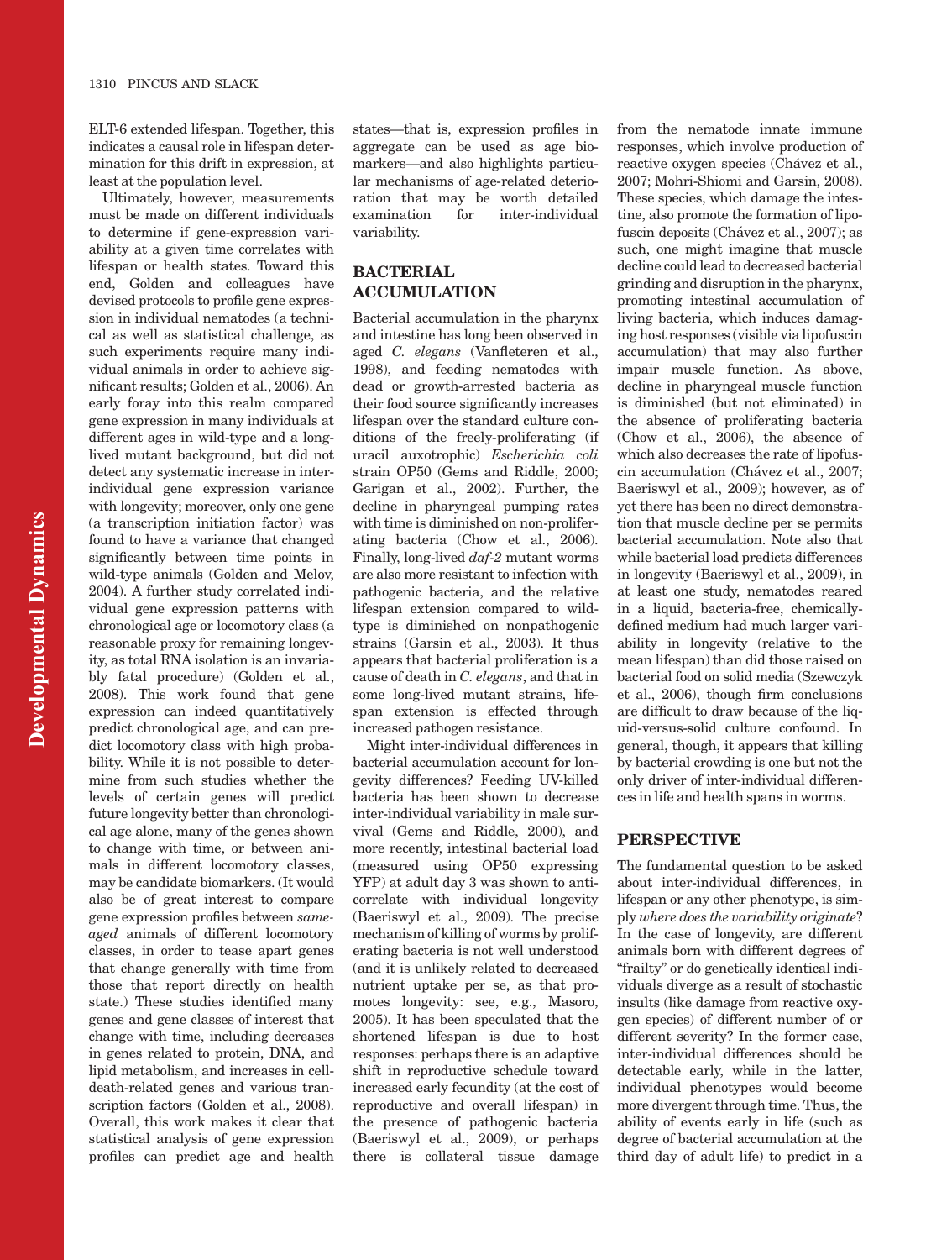ELT-6 extended lifespan. Together, this indicates a causal role in lifespan determination for this drift in expression, at least at the population level.

Ultimately, however, measurements must be made on different individuals to determine if gene-expression variability at a given time correlates with lifespan or health states. Toward this end, Golden and colleagues have devised protocols to profile gene expression in individual nematodes (a technical as well as statistical challenge, as such experiments require many individual animals in order to achieve significant results; Golden et al., 2006). An early foray into this realm compared gene expression in many individuals at different ages in wild-type and a long-lived mutant background, but did not detect any systematic increase in inter-individual gene expression variance with longevity; moreover, only one gene (a transcription initiation factor) was found to have a variance that changed significantly between time points in wild-type animals (Golden and Melov, 2004). A further study correlated individual gene expression patterns with chronological age or locomotory class (a reasonable proxy for remaining longevity, as total RNA isolation is an invariably fatal procedure) (Golden et al., 2008). This work found that gene expression can indeed quantitatively predict chronological age, and can predict locomotory class with high probability. While it is not possible to determine from such studies whether the levels of certain genes will predict future longevity better than chronological age alone, many of the genes shown to change with time, or between animals in different locomotory classes, may be candidate biomarkers. (It would also be of great interest to compare gene expression profiles between *same-aged* animals of different locomotory classes, in order to tease apart genes that change generally with time from those that report directly on health state.) These studies identified many genes and gene classes of interest that change with time, including decreases in genes related to protein, DNA, and lipid metabolism, and increases in cell-death-related genes and various transcription factors (Golden et al., 2008). Overall, this work makes it clear that statistical analysis of gene expression profiles can predict age and health states—that is, expression profiles in aggregate can be used as age biomarkers—and also highlights particular mechanisms of age-related deterioration that may be worth detailed examination for inter-individual variability.

## BACTERIAL ACCUMULATION

Bacterial accumulation in the pharynx and intestine has long been observed in aged *C. elegans* (Vanfleteren et al., 1998), and feeding nematodes with dead or growth-arrested bacteria as their food source significantly increases lifespan over the standard culture conditions of the freely-proliferating (if uracil auxotrophic) *Escherichia coli* strain OP50 (Gems and Riddle, 2000; Garigan et al., 2002). Further, the decline in pharyngeal pumping rates with time is diminished on non-proliferating bacteria (Chow et al., 2006). Finally, long-lived *daf-2* mutant worms are also more resistant to infection with pathogenic bacteria, and the relative lifespan extension compared to wild-type is diminished on nonpathogenic strains (Garsin et al., 2003). It thus appears that bacterial proliferation is a cause of death in *C. elegans*, and that in some long-lived mutant strains, lifespan extension is effected through increased pathogen resistance.

Might inter-individual differences in bacterial accumulation account for longevity differences? Feeding UV-killed bacteria has been shown to decrease inter-individual variability in male survival (Gems and Riddle, 2000), and more recently, intestinal bacterial load (measured using OP50 expressing YFP) at adult day 3 was shown to anticorrelate with individual longevity (Baeriswyl et al., 2009). The precise mechanism of killing of worms by proliferating bacteria is not well understood (and it is unlikely related to decreased nutrient uptake per se, as that promotes longevity: see, e.g., Masoro, 2005). It has been speculated that the shortened lifespan is due to host responses: perhaps there is an adaptive shift in reproductive schedule toward increased early fecundity (at the cost of reproductive and overall lifespan) in the presence of pathogenic bacteria (Baeriswyl et al., 2009), or perhaps there is collateral tissue damage from the nematode innate immune responses, which involve production of reactive oxygen species (Chávez et al., 2007; Mohri-Shiomi and Garsin, 2008). These species, which damage the intestine, also promote the formation of lipofuscin deposits (Chávez et al., 2007); as such, one might imagine that muscle decline could lead to decreased bacterial grinding and disruption in the pharynx, promoting intestinal accumulation of living bacteria, which induces damaging host responses (visible via lipofuscin accumulation) that may also further impair muscle function. As above, decline in pharyngeal muscle function is diminished (but not eliminated) in the absence of proliferating bacteria (Chow et al., 2006), the absence of which also decreases the rate of lipofuscin accumulation (Chávez et al., 2007; Baeriswyl et al., 2009); however, as of yet there has been no direct demonstration that muscle decline per se permits bacterial accumulation. Note also that while bacterial load predicts differences in longevity (Baeriswyl et al., 2009), in at least one study, nematodes reared in a liquid, bacteria-free, chemically-defined medium had much larger variability in longevity (relative to the mean lifespan) than did those raised on bacterial food on solid media (Szewczyk et al., 2006), though firm conclusions are difficult to draw because of the liquid-versus-solid culture confound. In general, though, it appears that killing by bacterial crowding is one but not the only driver of inter-individual differences in life and health spans in worms.

## PERSPECTIVE

The fundamental question to be asked about inter-individual differences, in lifespan or any other phenotype, is simply *where does the variability originate*? In the case of longevity, are different animals born with different degrees of "frailty" or do genetically identical individuals diverge as a result of stochastic insults (like damage from reactive oxygen species) of different number of or different severity? In the former case, inter-individual differences should be detectable early, while in the latter, individual phenotypes would become more divergent through time. Thus, the ability of events early in life (such as degree of bacterial accumulation at the third day of adult life) to predict in a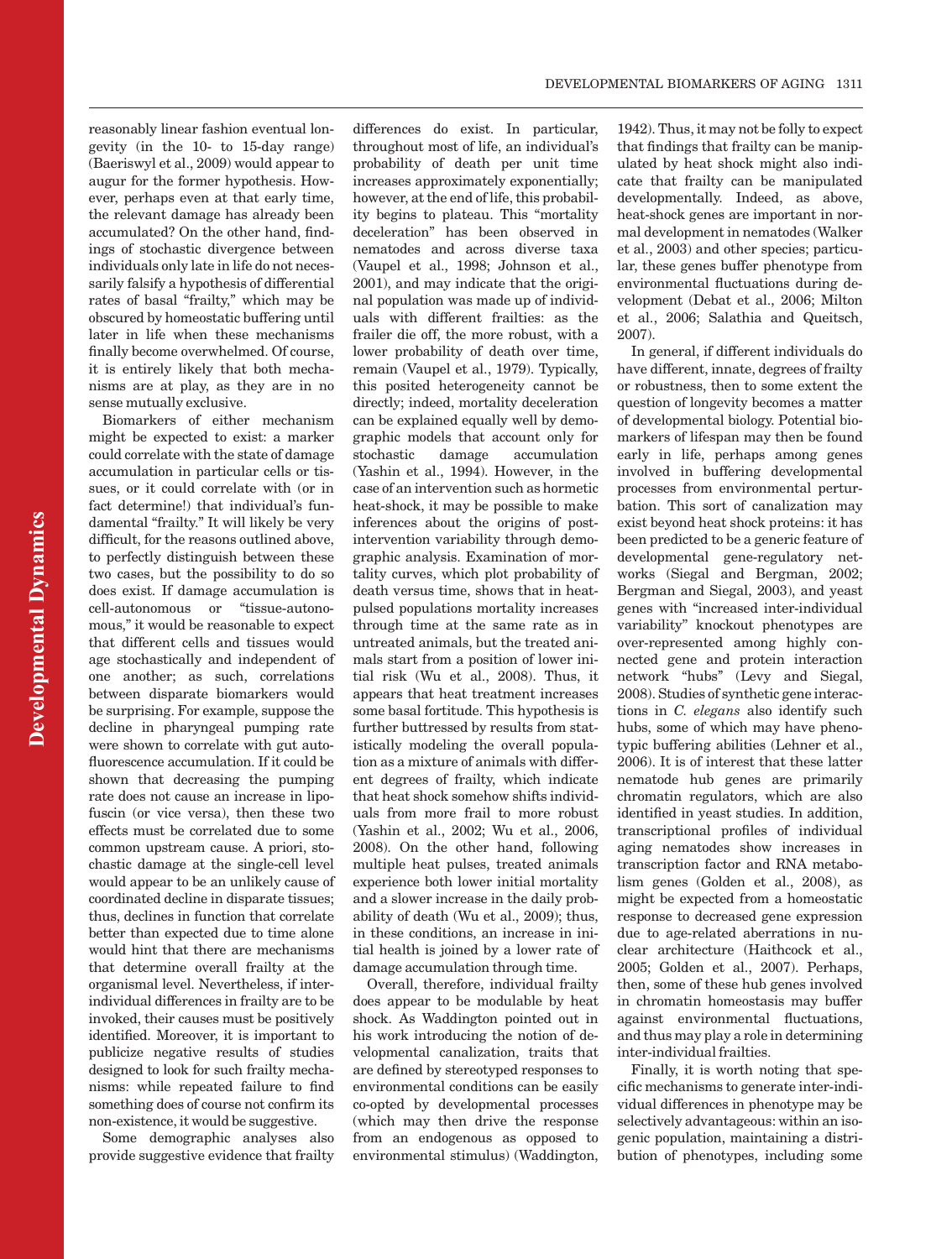reasonably linear fashion eventual longevity (in the 10- to 15-day range) (Baeriswyl et al., 2009) would appear to augur for the former hypothesis. However, perhaps even at that early time, the relevant damage has already been accumulated? On the other hand, findings of stochastic divergence between individuals only late in life do not necessarily falsify a hypothesis of differential rates of basal "frailty," which may be obscured by homeostatic buffering until later in life when these mechanisms finally become overwhelmed. Of course, it is entirely likely that both mechanisms are at play, as they are in no sense mutually exclusive.

Biomarkers of either mechanism might be expected to exist: a marker could correlate with the state of damage accumulation in particular cells or tissues, or it could correlate with (or in fact determine!) that individual's fundamental "frailty." It will likely be very difficult, for the reasons outlined above, to perfectly distinguish between these two cases, but the possibility to do so does exist. If damage accumulation is cell-autonomous or "tissue-autonomous," it would be reasonable to expect that different cells and tissues would age stochastically and independent of one another; as such, correlations between disparate biomarkers would be surprising. For example, suppose the decline in pharyngeal pumping rate were shown to correlate with gut autofluorescence accumulation. If it could be shown that decreasing the pumping rate does not cause an increase in lipofuscin (or vice versa), then these two effects must be correlated due to some common upstream cause. A priori, stochastic damage at the single-cell level would appear to be an unlikely cause of coordinated decline in disparate tissues; thus, declines in function that correlate better than expected due to time alone would hint that there are mechanisms that determine overall frailty at the organismal level. Nevertheless, if inter-individual differences in frailty are to be invoked, their causes must be positively identified. Moreover, it is important to publicize negative results of studies designed to look for such frailty mechanisms: while repeated failure to find something does of course not confirm its non-existence, it would be suggestive.

Some demographic analyses also provide suggestive evidence that frailty differences do exist. In particular, throughout most of life, an individual's probability of death per unit time increases approximately exponentially; however, at the end of life, this probability begins to plateau. This "mortality deceleration" has been observed in nematodes and across diverse taxa (Vaupel et al., 1998; Johnson et al., 2001), and may indicate that the original population was made up of individuals with different frailties: as the frailer die off, the more robust, with a lower probability of death over time, remain (Vaupel et al., 1979). Typically, this posited heterogeneity cannot be directly; indeed, mortality deceleration can be explained equally well by demographic models that account only for stochastic damage accumulation (Yashin et al., 1994). However, in the case of an intervention such as hormetic heat-shock, it may be possible to make inferences about the origins of post-intervention variability through demographic analysis. Examination of mortality curves, which plot probability of death versus time, shows that in heat-pulsed populations mortality increases through time at the same rate as in untreated animals, but the treated animals start from a position of lower initial risk (Wu et al., 2008). Thus, it appears that heat treatment increases some basal fortitude. This hypothesis is further buttressed by results from statistically modeling the overall population as a mixture of animals with different degrees of frailty, which indicate that heat shock somehow shifts individuals from more frail to more robust (Yashin et al., 2002; Wu et al., 2006, 2008). On the other hand, following multiple heat pulses, treated animals experience both lower initial mortality and a slower increase in the daily probability of death (Wu et al., 2009); thus, in these conditions, an increase in initial health is joined by a lower rate of damage accumulation through time.

Overall, therefore, individual frailty does appear to be modulable by heat shock. As Waddington pointed out in his work introducing the notion of developmental canalization, traits that are defined by stereotyped responses to environmental conditions can be easily co-opted by developmental processes (which may then drive the response from an endogenous as opposed to environmental stimulus) (Waddington, 1942). Thus, it may not be folly to expect that findings that frailty can be manipulated by heat shock might also indicate that frailty can be manipulated developmentally. Indeed, as above, heat-shock genes are important in normal development in nematodes (Walker et al., 2003) and other species; particular, these genes buffer phenotype from environmental fluctuations during development (Debat et al., 2006; Milton et al., 2006; Salathia and Queitsch, 2007).

In general, if different individuals do have different, innate, degrees of frailty or robustness, then to some extent the question of longevity becomes a matter of developmental biology. Potential biomarkers of lifespan may then be found early in life, perhaps among genes involved in buffering developmental processes from environmental perturbation. This sort of canalization may exist beyond heat shock proteins: it has been predicted to be a generic feature of developmental gene-regulatory networks (Siegal and Bergman, 2002; Bergman and Siegal, 2003), and yeast genes with "increased inter-individual variability" knockout phenotypes are over-represented among highly connected gene and protein interaction network "hubs" (Levy and Siegal, 2008). Studies of synthetic gene interactions in *C. elegans* also identify such hubs, some of which may have phenotypic buffering abilities (Lehner et al., 2006). It is of interest that these latter nematode hub genes are primarily chromatin regulators, which are also identified in yeast studies. In addition, transcriptional profiles of individual aging nematodes show increases in transcription factor and RNA metabolism genes (Golden et al., 2008), as might be expected from a homeostatic response to decreased gene expression due to age-related aberrations in nuclear architecture (Haithcock et al., 2005; Golden et al., 2007). Perhaps, then, some of these hub genes involved in chromatin homeostasis may buffer against environmental fluctuations, and thus may play a role in determining inter-individual frailties.

Finally, it is worth noting that specific mechanisms to generate inter-individual differences in phenotype may be selectively advantageous: within an isogenic population, maintaining a distribution of phenotypes, including some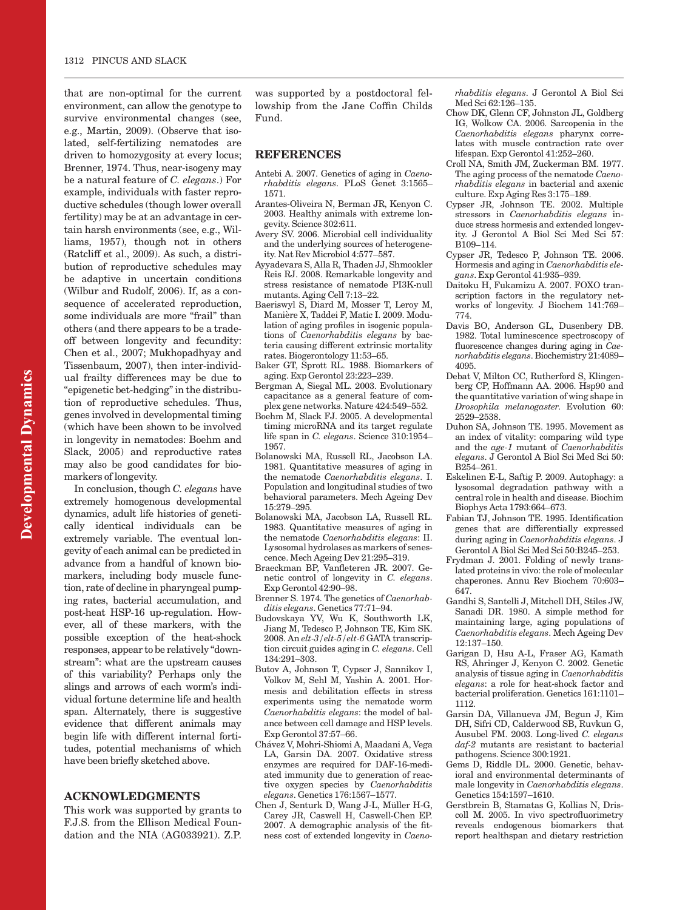that are non-optimal for the current environment, can allow the genotype to survive environmental changes (see, e.g., Martin, 2009). (Observe that isolated, self-fertilizing nematodes are driven to homozygosity at every locus; Brenner, 1974. Thus, near-isogeny may be a natural feature of *C. elegans*.) For example, individuals with faster reproductive schedules (though lower overall fertility) may be at an advantage in certain harsh environments (see, e.g., Williams, 1957), though not in others (Ratcliff et al., 2009). As such, a distribution of reproductive schedules may be adaptive in uncertain conditions (Wilbur and Rudolf, 2006). If, as a consequence of accelerated reproduction, some individuals are more "frail" than others (and there appears to be a tradeoff between longevity and fecundity: Chen et al., 2007; Mukhopadhyay and Tissenbaum, 2007), then inter-individual frailty differences may be due to "epigenetic bet-hedging" in the distribution of reproductive schedules. Thus, genes involved in developmental timing (which have been shown to be involved in longevity in nematodes: Boehm and Slack, 2005) and reproductive rates may also be good candidates for biomarkers of longevity.

In conclusion, though *C. elegans* have extremely homogenous developmental dynamics, adult life histories of genetically identical individuals can be extremely variable. The eventual longevity of each animal can be predicted in advance from a handful of known biomarkers, including body muscle function, rate of decline in pharyngeal pumping rates, bacterial accumulation, and post-heat HSP-16 up-regulation. However, all of these markers, with the possible exception of the heat-shock responses, appear to be relatively "downstream": what are the upstream causes of this variability? Perhaps only the slings and arrows of each worm's individual fortune determine life and health span. Alternately, there is suggestive evidence that different animals may begin life with different internal fortitudes, potential mechanisms of which have been briefly sketched above.

## ACKNOWLEDGMENTS

This work was supported by grants to F.J.S. from the Ellison Medical Foundation and the NIA (AG033921). Z.P. was supported by a postdoctoral fellowship from the Jane Coffin Childs Fund.

## REFERENCES

Antebi A. 2007. Genetics of aging in *Caenorhabditis elegans*. PLoS Genet 3:1565–1571.

Arantes-Oliveira N, Berman JR, Kenyon C. 2003. Healthy animals with extreme longevity. Science 302:611.

Avery SV. 2006. Microbial cell individuality and the underlying sources of heterogeneity. Nat Rev Microbiol 4:577–587.

Ayyadevara S, Alla R, Thaden JJ, Shmookler Reis RJ. 2008. Remarkable longevity and stress resistance of nematode PI3K-null mutants. Aging Cell 7:13–22.

Baeriswyl S, Diard M, Mosser T, Leroy M, Manière X, Taddei F, Matic I. 2009. Modulation of aging profiles in isogenic populations of *Caenorhabditis elegans* by bacteria causing different extrinsic mortality rates. Biogerontology 11:53–65.

Baker GT, Sprott RL. 1988. Biomarkers of aging. Exp Gerontol 23:223–239.

Bergman A, Siegal ML. 2003. Evolutionary capacitance as a general feature of complex gene networks. Nature 424:549–552.

Boehm M, Slack FJ. 2005. A developmental timing microRNA and its target regulate life span in *C. elegans*. Science 310:1954–1957.

Bolanowski MA, Russell RL, Jacobson LA. 1981. Quantitative measures of aging in the nematode *Caenorhabditis elegans*. I. Population and longitudinal studies of two behavioral parameters. Mech Ageing Dev 15:279–295.

Bolanowski MA, Jacobson LA, Russell RL. 1983. Quantitative measures of aging in the nematode *Caenorhabditis elegans*: II. Lysosomal hydrolases as markers of senescence. Mech Ageing Dev 21:295–319.

Braeckman BP, Vanfleteren JR. 2007. Genetic control of longevity in *C. elegans*. Exp Gerontol 42:90–98.

Brenner S. 1974. The genetics of *Caenorhabditis elegans*. Genetics 77:71–94.

Budovskaya YV, Wu K, Southworth LK, Jiang M, Tedesco P, Johnson TE, Kim SK. 2008. An *elt-3*/*elt-5*/*elt-6* GATA transcription circuit guides aging in *C. elegans*. Cell 134:291–303.

Butov A, Johnson T, Cypser J, Sannikov I, Volkov M, Sehl M, Yashin A. 2001. Hormesis and debilitation effects in stress experiments using the nematode worm *Caenorhabditis elegans*: the model of balance between cell damage and HSP levels. Exp Gerontol 37:57–66.

Chávez V, Mohri-Shiomi A, Maadani A, Vega LA, Garsin DA. 2007. Oxidative stress enzymes are required for DAF-16-mediated immunity due to generation of reactive oxygen species by *Caenorhabditis elegans*. Genetics 176:1567–1577.

Chen J, Senturk D, Wang J-L, Müller H-G, Carey JR, Caswell H, Caswell-Chen EP. 2007. A demographic analysis of the fitness cost of extended longevity in *Caenorhabditis elegans*. J Gerontol A Biol Sci Med Sci 62:126–135.

Chow DK, Glenn CF, Johnston JL, Goldberg IG, Wolkow CA. 2006. Sarcopenia in the *Caenorhabditis elegans* pharynx correlates with muscle contraction rate over lifespan. Exp Gerontol 41:252–260.

Croll NA, Smith JM, Zuckerman BM. 1977. The aging process of the nematode *Caenorhabditis elegans* in bacterial and axenic culture. Exp Aging Res 3:175–189.

Cypser JR, Johnson TE. 2002. Multiple stressors in *Caenorhabditis elegans* induce stress hormesis and extended longevity. J Gerontol A Biol Sci Med Sci 57: B109–114.

Cypser JR, Tedesco P, Johnson TE. 2006. Hormesis and aging in *Caenorhabditis elegans*. Exp Gerontol 41:935–939.

Daitoku H, Fukamizu A. 2007. FOXO transcription factors in the regulatory networks of longevity. J Biochem 141:769–774.

Davis BO, Anderson GL, Dusenbery DB. 1982. Total luminescence spectroscopy of fluorescence changes during aging in *Caenorhabditis elegans*. Biochemistry 21:4089–4095.

Debat V, Milton CC, Rutherford S, Klingenberg CP, Hoffmann AA. 2006. Hsp90 and the quantitative variation of wing shape in *Drosophila melanogaster*. Evolution 60: 2529–2538.

Duhon SA, Johnson TE. 1995. Movement as an index of vitality: comparing wild type and the *age-1* mutant of *Caenorhabditis elegans*. J Gerontol A Biol Sci Med Sci 50: B254–261.

Eskelinen E-L, Saftig P. 2009. Autophagy: a lysosomal degradation pathway with a central role in health and disease. Biochim Biophys Acta 1793:664–673.

Fabian TJ, Johnson TE. 1995. Identification genes that are differentially expressed during aging in *Caenorhabditis elegans*. J Gerontol A Biol Sci Med Sci 50:B245–253.

Frydman J. 2001. Folding of newly translated proteins in vivo: the role of molecular chaperones. Annu Rev Biochem 70:603–647.

Gandhi S, Santelli J, Mitchell DH, Stiles JW, Sanadi DR. 1980. A simple method for maintaining large, aging populations of *Caenorhabditis elegans*. Mech Ageing Dev 12:137–150.

Garigan D, Hsu A-L, Fraser AG, Kamath RS, Ahringer J, Kenyon C. 2002. Genetic analysis of tissue aging in *Caenorhabditis elegans*: a role for heat-shock factor and bacterial proliferation. Genetics 161:1101–1112.

Garsin DA, Villanueva JM, Begun J, Kim DH, Sifri CD, Calderwood SB, Ruvkun G, Ausubel FM. 2003. Long-lived *C. elegans daf-2* mutants are resistant to bacterial pathogens. Science 300:1921.

Gems D, Riddle DL. 2000. Genetic, behavioral and environmental determinants of male longevity in *Caenorhabditis elegans*. Genetics 154:1597–1610.

Gerstbrein B, Stamatas G, Kollias N, Driscoll M. 2005. In vivo spectrofluorimetry reveals endogenous biomarkers that report healthspan and dietary restriction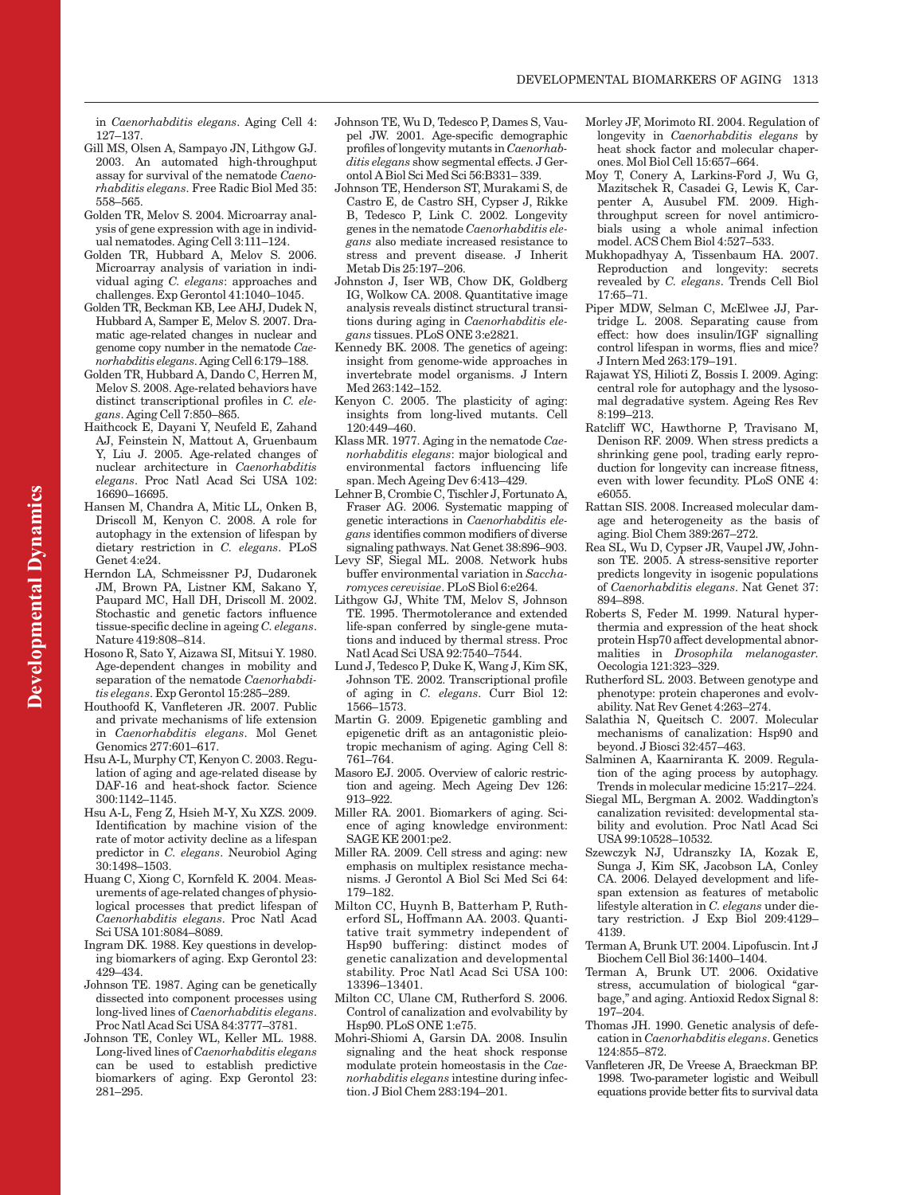in *Caenorhabditis elegans*. Aging Cell 4: 127–137.

Gill MS, Olsen A, Sampayo JN, Lithgow GJ. 2003. An automated high-throughput assay for survival of the nematode *Caenorhabditis elegans*. Free Radic Biol Med 35: 558–565.

Golden TR, Melov S. 2004. Microarray analysis of gene expression with age in individual nematodes. Aging Cell 3:111–124.

Golden TR, Hubbard A, Melov S. 2006. Microarray analysis of variation in individual aging *C. elegans*: approaches and challenges. Exp Gerontol 41:1040–1045.

Golden TR, Beckman KB, Lee AHJ, Dudek N, Hubbard A, Samper E, Melov S. 2007. Dramatic age-related changes in nuclear and genome copy number in the nematode *Caenorhabditis elegans*. Aging Cell 6:179–188.

Golden TR, Hubbard A, Dando C, Herren M, Melov S. 2008. Age-related behaviors have distinct transcriptional profiles in *C. elegans*. Aging Cell 7:850–865.

Haithcock E, Dayani Y, Neufeld E, Zahand AJ, Feinstein N, Mattout A, Gruenbaum Y, Liu J. 2005. Age-related changes of nuclear architecture in *Caenorhabditis elegans*. Proc Natl Acad Sci USA 102: 16690–16695.

Hansen M, Chandra A, Mitic LL, Onken B, Driscoll M, Kenyon C. 2008. A role for autophagy in the extension of lifespan by dietary restriction in *C. elegans*. PLoS Genet 4:e24.

Herndon LA, Schmeissner PJ, Dudaronek JM, Brown PA, Listner KM, Sakano Y, Paupard MC, Hall DH, Driscoll M. 2002. Stochastic and genetic factors influence tissue-specific decline in ageing *C. elegans*. Nature 419:808–814.

Hosono R, Sato Y, Aizawa SI, Mitsui Y. 1980. Age-dependent changes in mobility and separation of the nematode *Caenorhabditis elegans*. Exp Gerontol 15:285–289.

Houthoofd K, Vanfleteren JR. 2007. Public and private mechanisms of life extension in *Caenorhabditis elegans*. Mol Genet Genomics 277:601–617.

Hsu A-L, Murphy CT, Kenyon C. 2003. Regulation of aging and age-related disease by DAF-16 and heat-shock factor. Science 300:1142–1145.

Hsu A-L, Feng Z, Hsieh M-Y, Xu XZS. 2009. Identification by machine vision of the rate of motor activity decline as a lifespan predictor in *C. elegans*. Neurobiol Aging 30:1498–1503.

Huang C, Xiong C, Kornfeld K. 2004. Measurements of age-related changes of physiological processes that predict lifespan of *Caenorhabditis elegans*. Proc Natl Acad Sci USA 101:8084–8089.

Ingram DK. 1988. Key questions in developing biomarkers of aging. Exp Gerontol 23: 429–434.

Johnson TE. 1987. Aging can be genetically dissected into component processes using long-lived lines of *Caenorhabditis elegans*. Proc Natl Acad Sci USA 84:3777–3781.

Johnson TE, Conley WL, Keller ML. 1988. Long-lived lines of *Caenorhabditis elegans* can be used to establish predictive biomarkers of aging. Exp Gerontol 23: 281–295.

Johnson TE, Wu D, Tedesco P, Dames S, Vaupel JW. 2001. Age-specific demographic profiles of longevity mutants in *Caenorhabditis elegans* show segmental effects. J Gerontol A Biol Sci Med Sci 56:B331– 339.

Johnson TE, Henderson ST, Murakami S, de Castro E, de Castro SH, Cypser J, Rikke B, Tedesco P, Link C. 2002. Longevity genes in the nematode *Caenorhabditis elegans* also mediate increased resistance to stress and prevent disease. J Inherit Metab Dis 25:197–206.

Johnston J, Iser WB, Chow DK, Goldberg IG, Wolkow CA. 2008. Quantitative image analysis reveals distinct structural transitions during aging in *Caenorhabditis elegans* tissues. PLoS ONE 3:e2821.

Kennedy BK. 2008. The genetics of ageing: insight from genome-wide approaches in invertebrate model organisms. J Intern Med 263:142–152.

Kenyon C. 2005. The plasticity of aging: insights from long-lived mutants. Cell 120:449–460.

Klass MR. 1977. Aging in the nematode *Caenorhabditis elegans*: major biological and environmental factors influencing life span. Mech Ageing Dev 6:413–429.

Lehner B, Crombie C, Tischler J, Fortunato A, Fraser AG. 2006. Systematic mapping of genetic interactions in *Caenorhabditis elegans* identifies common modifiers of diverse signaling pathways. Nat Genet 38:896–903.

Levy SF, Siegal ML. 2008. Network hubs buffer environmental variation in *Saccharomyces cerevisiae*. PLoS Biol 6:e264.

Lithgow GJ, White TM, Melov S, Johnson TE. 1995. Thermotolerance and extended life-span conferred by single-gene mutations and induced by thermal stress. Proc Natl Acad Sci USA 92:7540–7544.

Lund J, Tedesco P, Duke K, Wang J, Kim SK, Johnson TE. 2002. Transcriptional profile of aging in *C. elegans*. Curr Biol 12: 1566–1573.

Martin G. 2009. Epigenetic gambling and epigenetic drift as an antagonistic pleiotropic mechanism of aging. Aging Cell 8: 761–764.

Masoro EJ. 2005. Overview of caloric restriction and ageing. Mech Ageing Dev 126: 913–922.

Miller RA. 2001. Biomarkers of aging. Science of aging knowledge environment: SAGE KE 2001:pe2.

Miller RA. 2009. Cell stress and aging: new emphasis on multiplex resistance mechanisms. J Gerontol A Biol Sci Med Sci 64: 179–182.

Milton CC, Huynh B, Batterham P, Rutherford SL, Hoffmann AA. 2003. Quantitative trait symmetry independent of Hsp90 buffering: distinct modes of genetic canalization and developmental stability. Proc Natl Acad Sci USA 100: 13396–13401.

Milton CC, Ulane CM, Rutherford S. 2006. Control of canalization and evolvability by Hsp90. PLoS ONE 1:e75.

Mohri-Shiomi A, Garsin DA. 2008. Insulin signaling and the heat shock response modulate protein homeostasis in the *Caenorhabditis elegans* intestine during infection. J Biol Chem 283:194–201.

Morley JF, Morimoto RI. 2004. Regulation of longevity in *Caenorhabditis elegans* by heat shock factor and molecular chaperones. Mol Biol Cell 15:657–664.

Moy TI, Conery A, Larkins-Ford J, Wu G, Mazitschek R, Casadei G, Lewis K, Carpenter A, Ausubel FM. 2009. High-throughput screen for novel antimicrobials using a whole animal infection model. ACS Chem Biol 4:527–533.

Mukhopadhyay A, Tissenbaum HA. 2007. Reproduction and longevity: secrets revealed by *C. elegans*. Trends Cell Biol 17:65–71.

Piper MDW, Selman C, McElwee JJ, Partridge L. 2008. Separating cause from effect: how does insulin/IGF signalling control lifespan in worms, flies and mice? J Intern Med 263:179–191.

Rajawat YS, Hilioti Z, Bossis I. 2009. Aging: central role for autophagy and the lysosomal degradative system. Ageing Res Rev 8:199–213.

Ratcliff WC, Hawthorne P, Travisano M, Denison RF. 2009. When stress predicts a shrinking gene pool, trading early reproduction for longevity can increase fitness, even with lower fecundity. PLoS ONE 4: e6055.

Rattan SIS. 2008. Increased molecular damage and heterogeneity as the basis of aging. Biol Chem 389:267–272.

Rea SL, Wu D, Cypser JR, Vaupel JW, Johnson TE. 2005. A stress-sensitive reporter predicts longevity in isogenic populations of *Caenorhabditis elegans*. Nat Genet 37: 894–898.

Roberts S, Feder M. 1999. Natural hyperthermia and expression of the heat shock protein Hsp70 affect developmental abnormalities in *Drosophila melanogaster*. Oecologia 121:323–329.

Rutherford SL. 2003. Between genotype and phenotype: protein chaperones and evolvability. Nat Rev Genet 4:263–274.

Salathia N, Queitsch C. 2007. Molecular mechanisms of canalization: Hsp90 and beyond. J Biosci 32:457–463.

Salminen A, Kaarniranta K. 2009. Regulation of the aging process by autophagy. Trends in molecular medicine 15:217–224.

Siegal ML, Bergman A. 2002. Waddington's canalization revisited: developmental stability and evolution. Proc Natl Acad Sci USA 99:10528–10532.

Szewczyk NJ, Udranszky IA, Kozak E, Sunga J, Kim SK, Jacobson LA, Conley CA. 2006. Delayed development and lifespan extension as features of metabolic lifestyle alteration in *C. elegans* under dietary restriction. J Exp Biol 209:4129–4139.

Terman A, Brunk UT. 2004. Lipofuscin. Int J Biochem Cell Biol 36:1400–1404.

Terman A, Brunk UT. 2006. Oxidative stress, accumulation of biological "garbage," and aging. Antioxid Redox Signal 8: 197–204.

Thomas JH. 1990. Genetic analysis of defecation in *Caenorhabditis elegans*. Genetics 124:855–872.

Vanfleteren JR, De Vreese A, Braeckman BP. 1998. Two-parameter logistic and Weibull equations provide better fits to survival data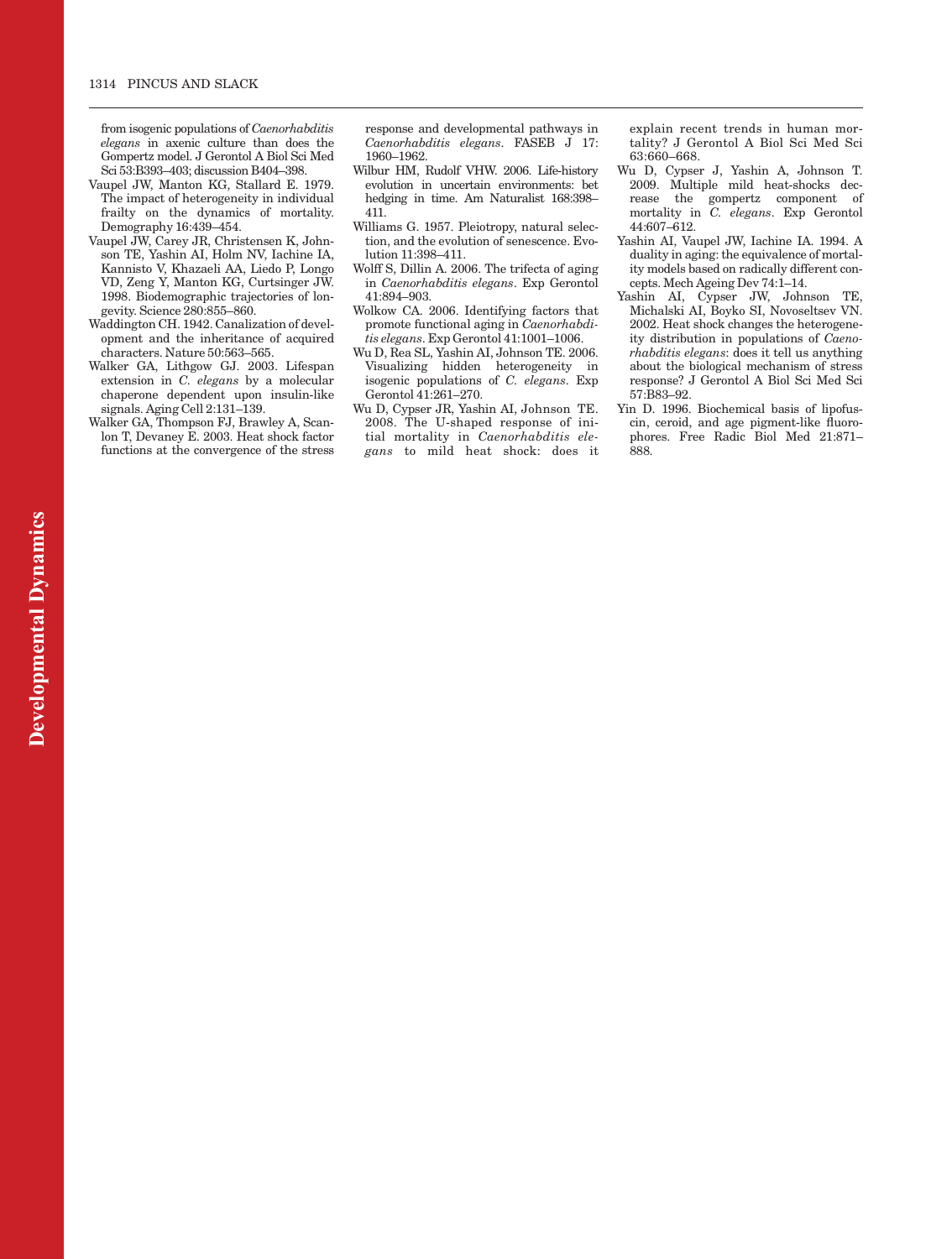from isogenic populations of *Caenorhabditis elegans* in axenic culture than does the Gompertz model. J Gerontol A Biol Sci Med Sci 53:B393–403; discussion B404–398.

Vaupel JW, Manton KG, Stallard E. 1979. The impact of heterogeneity in individual frailty on the dynamics of mortality. Demography 16:439–454.

Vaupel JW, Carey JR, Christensen K, Johnson TE, Yashin AI, Holm NV, Iachine IA, Kannisto V, Khazaeli AA, Liedo P, Longo VD, Zeng Y, Manton KG, Curtsinger JW. 1998. Biodemographic trajectories of longevity. Science 280:855–860.

Waddington CH. 1942. Canalization of development and the inheritance of acquired characters. Nature 50:563–565.

Walker GA, Lithgow GJ. 2003. Lifespan extension in *C. elegans* by a molecular chaperone dependent upon insulin-like signals. Aging Cell 2:131–139.

Walker GA, Thompson FJ, Brawley A, Scanlon T, Devaney E. 2003. Heat shock factor functions at the convergence of the stress response and developmental pathways in *Caenorhabditis elegans*. FASEB J 17: 1960–1962.

Wilbur HM, Rudolf VHW. 2006. Life-history evolution in uncertain environments: bet hedging in time. Am Naturalist 168:398–411.

Williams G. 1957. Pleiotropy, natural selection, and the evolution of senescence. Evolution 11:398–411.

Wolff S, Dillin A. 2006. The trifecta of aging in *Caenorhabditis elegans*. Exp Gerontol 41:894–903.

Wolkow CA. 2006. Identifying factors that promote functional aging in *Caenorhabditis elegans*. Exp Gerontol 41:1001–1006.

Wu D, Rea SL, Yashin AI, Johnson TE. 2006. Visualizing hidden heterogeneity in isogenic populations of *C. elegans*. Exp Gerontol 41:261–270.

Wu D, Cypser JR, Yashin AI, Johnson TE. 2008. The U-shaped response of initial mortality in *Caenorhabditis elegans* to mild heat shock: does it explain recent trends in human mortality? J Gerontol A Biol Sci Med Sci 63:660–668.

Wu D, Cypser J, Yashin A, Johnson T. 2009. Multiple mild heat-shocks decrease the gompertz component of mortality in *C. elegans*. Exp Gerontol 44:607–612.

Yashin AI, Vaupel JW, Iachine IA. 1994. A duality in aging: the equivalence of mortality models based on radically different concepts. Mech Ageing Dev 74:1–14.

Yashin AI, Cypser JW, Johnson TE, Michalski AI, Boyko SI, Novoseltsev VN. 2002. Heat shock changes the heterogeneity distribution in populations of *Caenorhabditis elegans*: does it tell us anything about the biological mechanism of stress response? J Gerontol A Biol Sci Med Sci 57:B83–92.

Yin D. 1996. Biochemical basis of lipofuscin, ceroid, and age pigment-like fluorophores. Free Radic Biol Med 21:871–888.